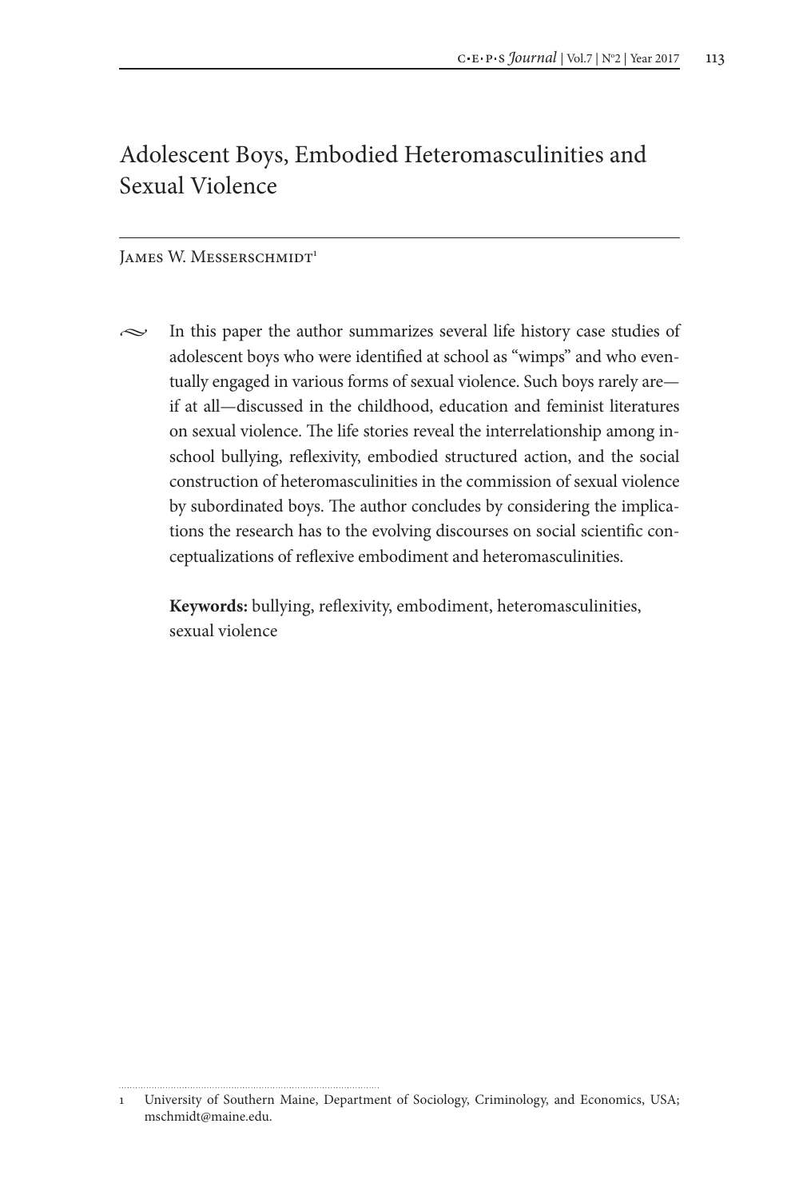# Adolescent Boys, Embodied Heteromasculinities and Sexual Violence

James W. Messerschmidt[1]

In this paper the author summarizes several life history case studies of adolescent boys who were identified at school as "wimps" and who eventually engaged in various forms of sexual violence. Such boys rarely are—if at all—discussed in the childhood, education and feminist literatures on sexual violence. The life stories reveal the interrelationship among in-school bullying, reflexivity, embodied structured action, and the social construction of heteromasculinities in the commission of sexual violence by subordinated boys. The author concludes by considering the implications the research has to the evolving discourses on social scientific conceptualizations of reflexive embodiment and heteromasculinities.

**Keywords:** bullying, reflexivity, embodiment, heteromasculinities, sexual violence

1 University of Southern Maine, Department of Sociology, Criminology, and Economics, USA; mschmidt@maine.edu.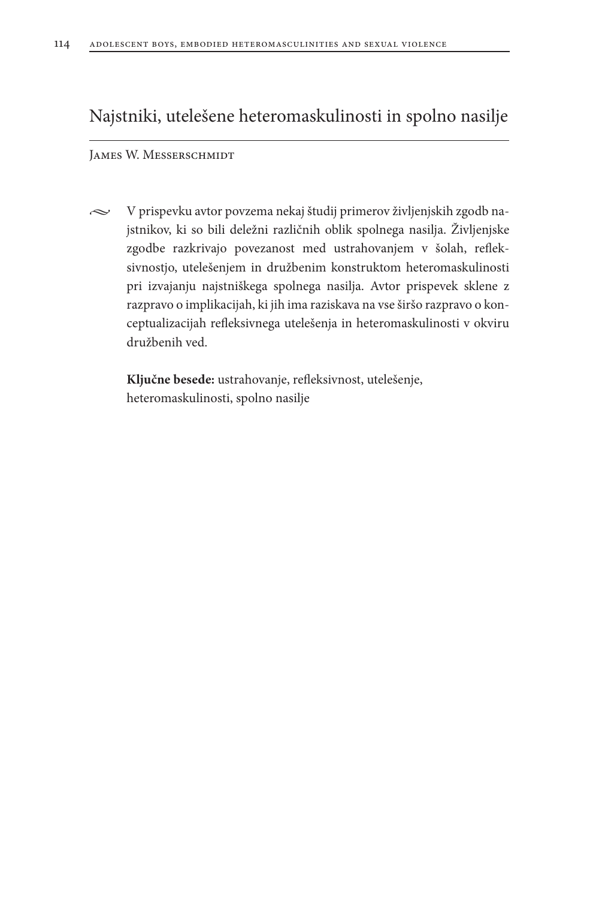# Najstniki, utelešene heteromaskulinosti in spolno nasilje

James W. Messerschmidt

V prispevku avtor povzema nekaj študij primerov življenjskih zgodb najstnikov, ki so bili deležni različnih oblik spolnega nasilja. Življenjske zgodbe razkrivajo povezanost med ustrahovanjem v šolah, refleksivnostjo, utelešenjem in družbenim konstruktom heteromaskulinosti pri izvajanju najstniškega spolnega nasilja. Avtor prispevek sklene z razpravo o implikacijah, ki jih ima raziskava na vse širšo razpravo o konceptualizacijah refleksivnega utelešenja in heteromaskulinosti v okviru družbenih ved.

**Ključne besede:** ustrahovanje, refleksivnost, utelešenje, heteromaskulinosti, spolno nasilje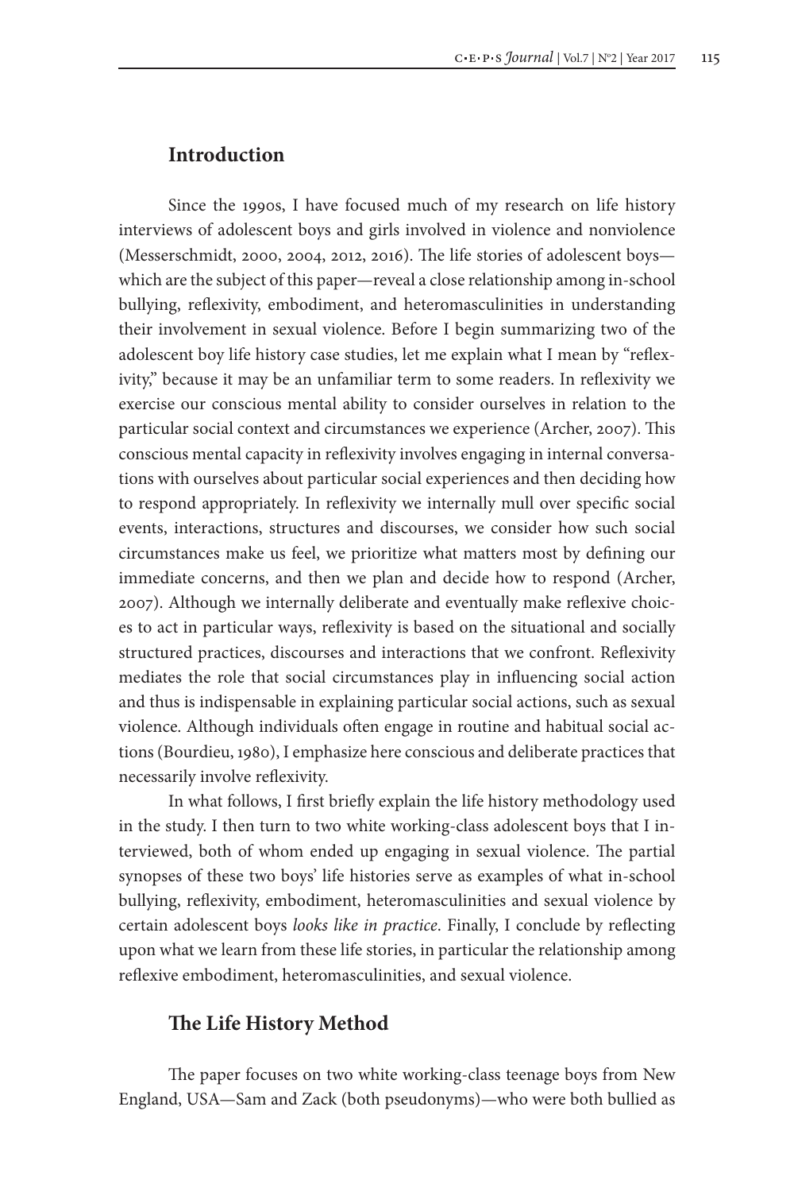## Introduction

Since the 1990s, I have focused much of my research on life history interviews of adolescent boys and girls involved in violence and nonviolence (Messerschmidt, 2000, 2004, 2012, 2016). The life stories of adolescent boys—which are the subject of this paper—reveal a close relationship among in-school bullying, reflexivity, embodiment, and heteromasculinities in understanding their involvement in sexual violence. Before I begin summarizing two of the adolescent boy life history case studies, let me explain what I mean by "reflexivity," because it may be an unfamiliar term to some readers. In reflexivity we exercise our conscious mental ability to consider ourselves in relation to the particular social context and circumstances we experience (Archer, 2007). This conscious mental capacity in reflexivity involves engaging in internal conversations with ourselves about particular social experiences and then deciding how to respond appropriately. In reflexivity we internally mull over specific social events, interactions, structures and discourses, we consider how such social circumstances make us feel, we prioritize what matters most by defining our immediate concerns, and then we plan and decide how to respond (Archer, 2007). Although we internally deliberate and eventually make reflexive choices to act in particular ways, reflexivity is based on the situational and socially structured practices, discourses and interactions that we confront. Reflexivity mediates the role that social circumstances play in influencing social action and thus is indispensable in explaining particular social actions, such as sexual violence. Although individuals often engage in routine and habitual social actions (Bourdieu, 1980), I emphasize here conscious and deliberate practices that necessarily involve reflexivity.

In what follows, I first briefly explain the life history methodology used in the study. I then turn to two white working-class adolescent boys that I interviewed, both of whom ended up engaging in sexual violence. The partial synopses of these two boys' life histories serve as examples of what in-school bullying, reflexivity, embodiment, heteromasculinities and sexual violence by certain adolescent boys *looks like in practice*. Finally, I conclude by reflecting upon what we learn from these life stories, in particular the relationship among reflexive embodiment, heteromasculinities, and sexual violence.

## The Life History Method

The paper focuses on two white working-class teenage boys from New England, USA—Sam and Zack (both pseudonyms)—who were both bullied as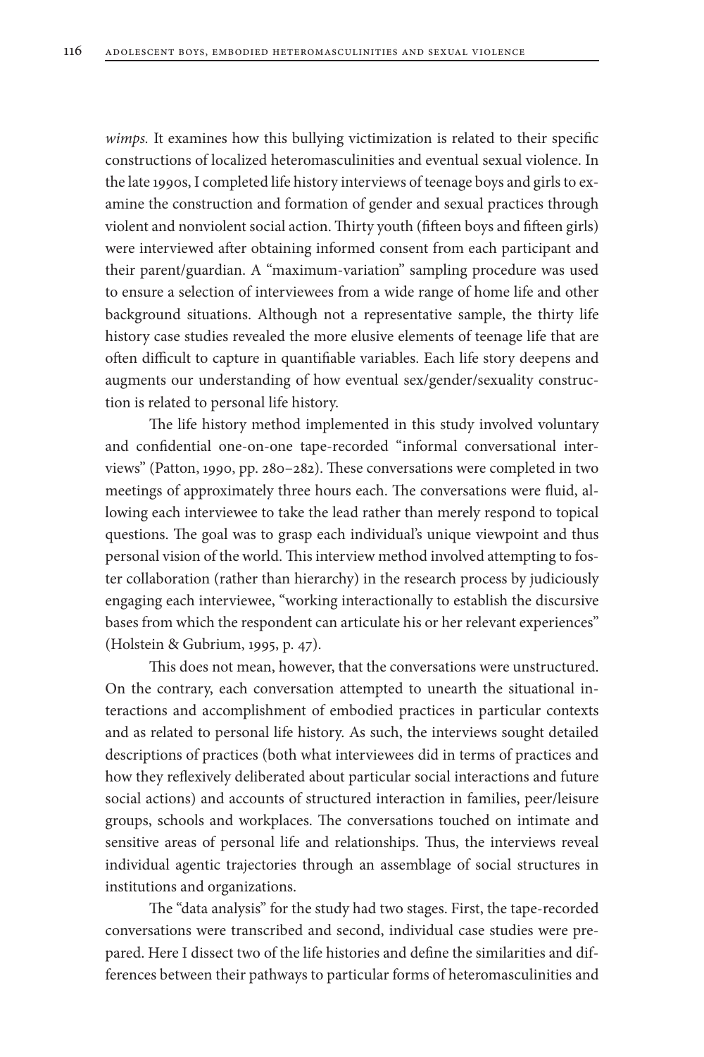*wimps.* It examines how this bullying victimization is related to their specific constructions of localized heteromasculinities and eventual sexual violence. In the late 1990s, I completed life history interviews of teenage boys and girls to examine the construction and formation of gender and sexual practices through violent and nonviolent social action. Thirty youth (fifteen boys and fifteen girls) were interviewed after obtaining informed consent from each participant and their parent/guardian. A "maximum-variation" sampling procedure was used to ensure a selection of interviewees from a wide range of home life and other background situations. Although not a representative sample, the thirty life history case studies revealed the more elusive elements of teenage life that are often difficult to capture in quantifiable variables. Each life story deepens and augments our understanding of how eventual sex/gender/sexuality construction is related to personal life history.

The life history method implemented in this study involved voluntary and confidential one-on-one tape-recorded "informal conversational interviews" (Patton, 1990, pp. 280–282). These conversations were completed in two meetings of approximately three hours each. The conversations were fluid, allowing each interviewee to take the lead rather than merely respond to topical questions. The goal was to grasp each individual's unique viewpoint and thus personal vision of the world. This interview method involved attempting to foster collaboration (rather than hierarchy) in the research process by judiciously engaging each interviewee, "working interactionally to establish the discursive bases from which the respondent can articulate his or her relevant experiences" (Holstein & Gubrium, 1995, p. 47).

This does not mean, however, that the conversations were unstructured. On the contrary, each conversation attempted to unearth the situational interactions and accomplishment of embodied practices in particular contexts and as related to personal life history. As such, the interviews sought detailed descriptions of practices (both what interviewees did in terms of practices and how they reflexively deliberated about particular social interactions and future social actions) and accounts of structured interaction in families, peer/leisure groups, schools and workplaces. The conversations touched on intimate and sensitive areas of personal life and relationships. Thus, the interviews reveal individual agentic trajectories through an assemblage of social structures in institutions and organizations.

The "data analysis" for the study had two stages. First, the tape-recorded conversations were transcribed and second, individual case studies were prepared. Here I dissect two of the life histories and define the similarities and differences between their pathways to particular forms of heteromasculinities and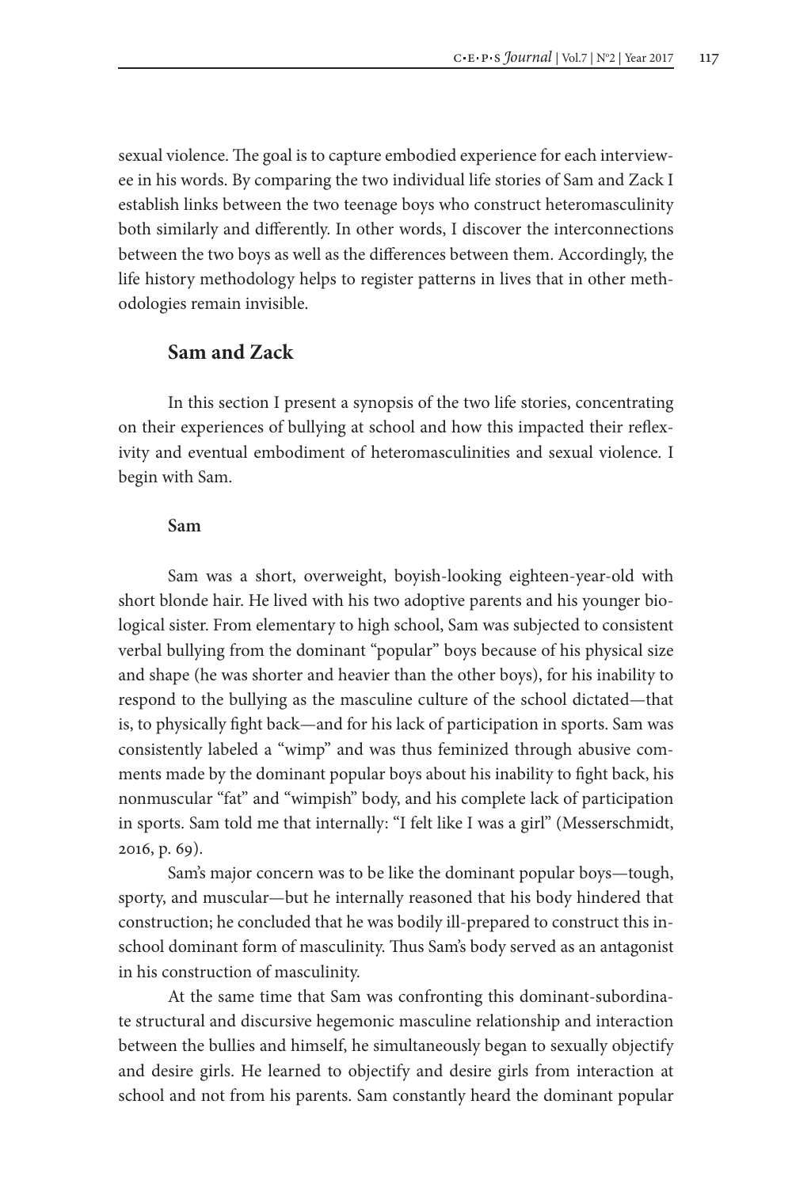sexual violence. The goal is to capture embodied experience for each interviewee in his words. By comparing the two individual life stories of Sam and Zack I establish links between the two teenage boys who construct heteromasculinity both similarly and differently. In other words, I discover the interconnections between the two boys as well as the differences between them. Accordingly, the life history methodology helps to register patterns in lives that in other methodologies remain invisible.

## Sam and Zack

In this section I present a synopsis of the two life stories, concentrating on their experiences of bullying at school and how this impacted their reflexivity and eventual embodiment of heteromasculinities and sexual violence. I begin with Sam.

### Sam

Sam was a short, overweight, boyish-looking eighteen-year-old with short blonde hair. He lived with his two adoptive parents and his younger biological sister. From elementary to high school, Sam was subjected to consistent verbal bullying from the dominant "popular" boys because of his physical size and shape (he was shorter and heavier than the other boys), for his inability to respond to the bullying as the masculine culture of the school dictated—that is, to physically fight back—and for his lack of participation in sports. Sam was consistently labeled a "wimp" and was thus feminized through abusive comments made by the dominant popular boys about his inability to fight back, his nonmuscular "fat" and "wimpish" body, and his complete lack of participation in sports. Sam told me that internally: "I felt like I was a girl" (Messerschmidt, 2016, p. 69).

Sam's major concern was to be like the dominant popular boys—tough, sporty, and muscular—but he internally reasoned that his body hindered that construction; he concluded that he was bodily ill-prepared to construct this in-school dominant form of masculinity. Thus Sam's body served as an antagonist in his construction of masculinity.

At the same time that Sam was confronting this dominant-subordinate structural and discursive hegemonic masculine relationship and interaction between the bullies and himself, he simultaneously began to sexually objectify and desire girls. He learned to objectify and desire girls from interaction at school and not from his parents. Sam constantly heard the dominant popular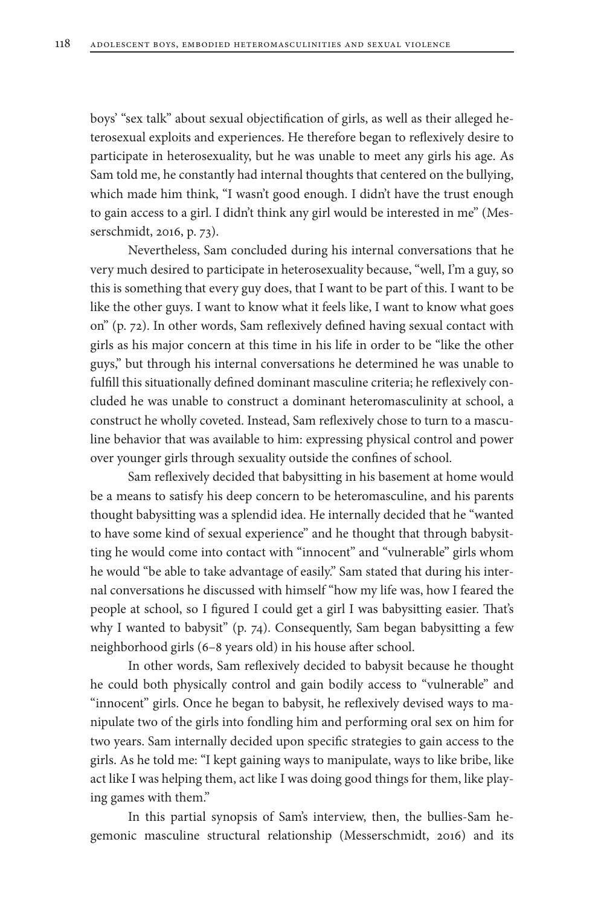boys' "sex talk" about sexual objectification of girls, as well as their alleged heterosexual exploits and experiences. He therefore began to reflexively desire to participate in heterosexuality, but he was unable to meet any girls his age. As Sam told me, he constantly had internal thoughts that centered on the bullying, which made him think, "I wasn't good enough. I didn't have the trust enough to gain access to a girl. I didn't think any girl would be interested in me" (Messerschmidt, 2016, p. 73).

Nevertheless, Sam concluded during his internal conversations that he very much desired to participate in heterosexuality because, "well, I'm a guy, so this is something that every guy does, that I want to be part of this. I want to be like the other guys. I want to know what it feels like, I want to know what goes on" (p. 72). In other words, Sam reflexively defined having sexual contact with girls as his major concern at this time in his life in order to be "like the other guys," but through his internal conversations he determined he was unable to fulfill this situationally defined dominant masculine criteria; he reflexively concluded he was unable to construct a dominant heteromasculinity at school, a construct he wholly coveted. Instead, Sam reflexively chose to turn to a masculine behavior that was available to him: expressing physical control and power over younger girls through sexuality outside the confines of school.

Sam reflexively decided that babysitting in his basement at home would be a means to satisfy his deep concern to be heteromasculine, and his parents thought babysitting was a splendid idea. He internally decided that he "wanted to have some kind of sexual experience" and he thought that through babysitting he would come into contact with "innocent" and "vulnerable" girls whom he would "be able to take advantage of easily." Sam stated that during his internal conversations he discussed with himself "how my life was, how I feared the people at school, so I figured I could get a girl I was babysitting easier. That's why I wanted to babysit" (p. 74). Consequently, Sam began babysitting a few neighborhood girls (6–8 years old) in his house after school.

In other words, Sam reflexively decided to babysit because he thought he could both physically control and gain bodily access to "vulnerable" and "innocent" girls. Once he began to babysit, he reflexively devised ways to manipulate two of the girls into fondling him and performing oral sex on him for two years. Sam internally decided upon specific strategies to gain access to the girls. As he told me: "I kept gaining ways to manipulate, ways to like bribe, like act like I was helping them, act like I was doing good things for them, like playing games with them."

In this partial synopsis of Sam's interview, then, the bullies-Sam hegemonic masculine structural relationship (Messerschmidt, 2016) and its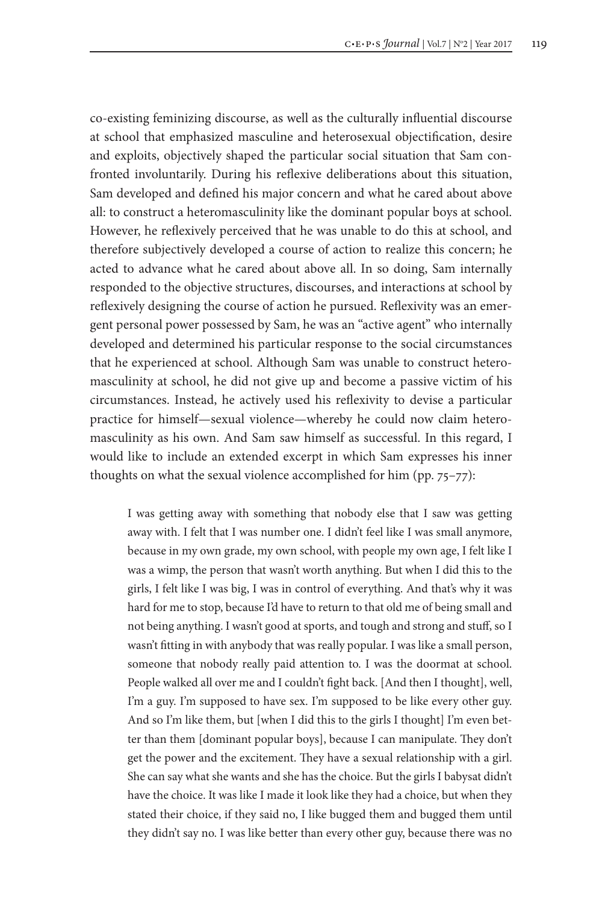co-existing feminizing discourse, as well as the culturally influential discourse at school that emphasized masculine and heterosexual objectification, desire and exploits, objectively shaped the particular social situation that Sam confronted involuntarily. During his reflexive deliberations about this situation, Sam developed and defined his major concern and what he cared about above all: to construct a heteromasculinity like the dominant popular boys at school. However, he reflexively perceived that he was unable to do this at school, and therefore subjectively developed a course of action to realize this concern; he acted to advance what he cared about above all. In so doing, Sam internally responded to the objective structures, discourses, and interactions at school by reflexively designing the course of action he pursued. Reflexivity was an emergent personal power possessed by Sam, he was an "active agent" who internally developed and determined his particular response to the social circumstances that he experienced at school. Although Sam was unable to construct heteromasculinity at school, he did not give up and become a passive victim of his circumstances. Instead, he actively used his reflexivity to devise a particular practice for himself—sexual violence—whereby he could now claim heteromasculinity as his own. And Sam saw himself as successful. In this regard, I would like to include an extended excerpt in which Sam expresses his inner thoughts on what the sexual violence accomplished for him (pp. 75–77):

> I was getting away with something that nobody else that I saw was getting away with. I felt that I was number one. I didn't feel like I was small anymore, because in my own grade, my own school, with people my own age, I felt like I was a wimp, the person that wasn't worth anything. But when I did this to the girls, I felt like I was big, I was in control of everything. And that's why it was hard for me to stop, because I'd have to return to that old me of being small and not being anything. I wasn't good at sports, and tough and strong and stuff, so I wasn't fitting in with anybody that was really popular. I was like a small person, someone that nobody really paid attention to. I was the doormat at school. People walked all over me and I couldn't fight back. [And then I thought], well, I'm a guy. I'm supposed to have sex. I'm supposed to be like every other guy. And so I'm like them, but [when I did this to the girls I thought] I'm even better than them [dominant popular boys], because I can manipulate. They don't get the power and the excitement. They have a sexual relationship with a girl. She can say what she wants and she has the choice. But the girls I babysat didn't have the choice. It was like I made it look like they had a choice, but when they stated their choice, if they said no, I like bugged them and bugged them until they didn't say no. I was like better than every other guy, because there was no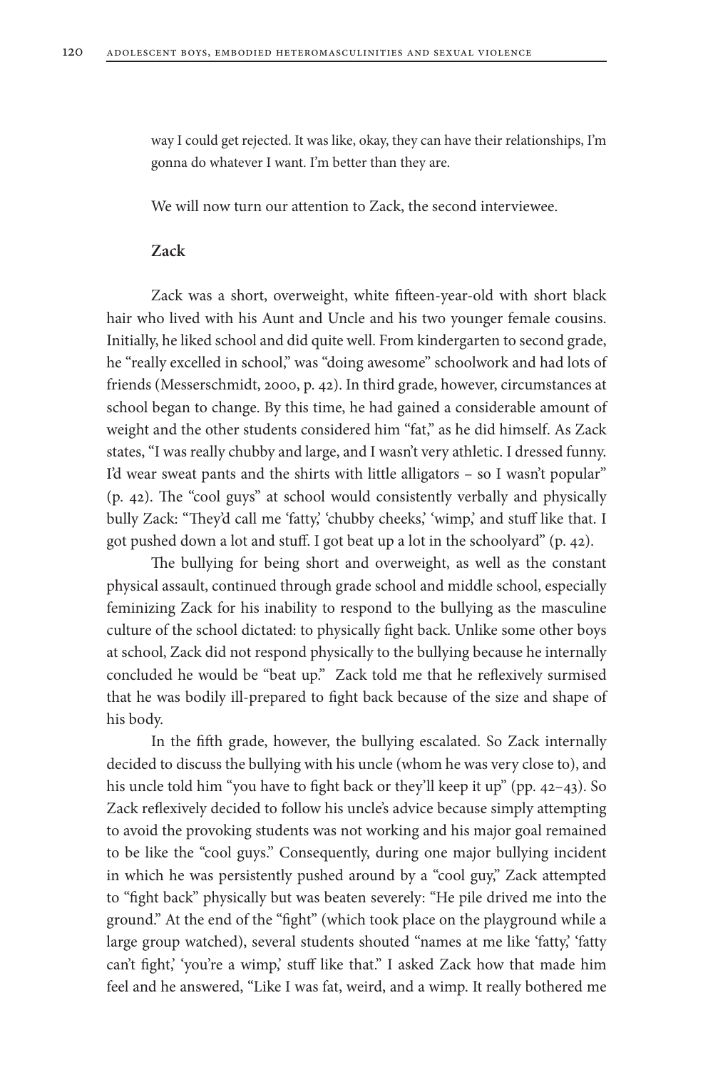way I could get rejected. It was like, okay, they can have their relationships, I'm gonna do whatever I want. I'm better than they are.

We will now turn our attention to Zack, the second interviewee.

### Zack

Zack was a short, overweight, white fifteen-year-old with short black hair who lived with his Aunt and Uncle and his two younger female cousins. Initially, he liked school and did quite well. From kindergarten to second grade, he "really excelled in school," was "doing awesome" schoolwork and had lots of friends (Messerschmidt, 2000, p. 42). In third grade, however, circumstances at school began to change. By this time, he had gained a considerable amount of weight and the other students considered him "fat," as he did himself. As Zack states, "I was really chubby and large, and I wasn't very athletic. I dressed funny. I'd wear sweat pants and the shirts with little alligators – so I wasn't popular" (p. 42). The "cool guys" at school would consistently verbally and physically bully Zack: "They'd call me 'fatty,' 'chubby cheeks,' 'wimp,' and stuff like that. I got pushed down a lot and stuff. I got beat up a lot in the schoolyard" (p. 42).

The bullying for being short and overweight, as well as the constant physical assault, continued through grade school and middle school, especially feminizing Zack for his inability to respond to the bullying as the masculine culture of the school dictated: to physically fight back. Unlike some other boys at school, Zack did not respond physically to the bullying because he internally concluded he would be "beat up." Zack told me that he reflexively surmised that he was bodily ill-prepared to fight back because of the size and shape of his body.

In the fifth grade, however, the bullying escalated. So Zack internally decided to discuss the bullying with his uncle (whom he was very close to), and his uncle told him "you have to fight back or they'll keep it up" (pp. 42–43). So Zack reflexively decided to follow his uncle's advice because simply attempting to avoid the provoking students was not working and his major goal remained to be like the "cool guys." Consequently, during one major bullying incident in which he was persistently pushed around by a "cool guy," Zack attempted to "fight back" physically but was beaten severely: "He pile drived me into the ground." At the end of the "fight" (which took place on the playground while a large group watched), several students shouted "names at me like 'fatty,' 'fatty can't fight,' 'you're a wimp,' stuff like that." I asked Zack how that made him feel and he answered, "Like I was fat, weird, and a wimp. It really bothered me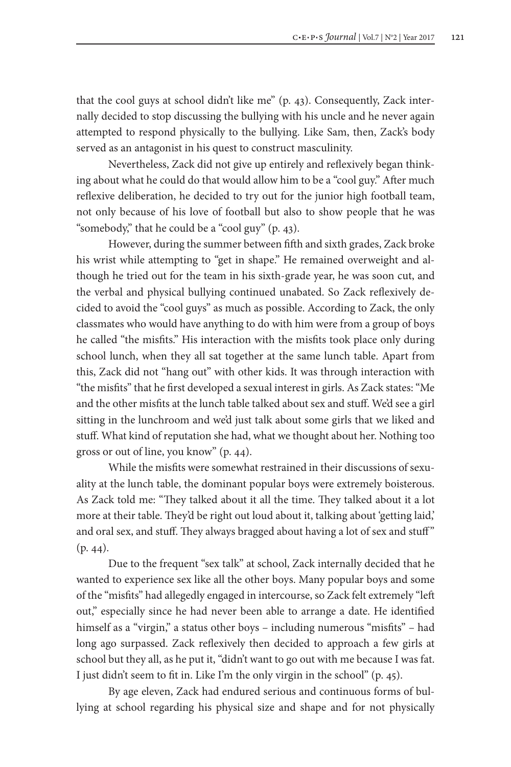that the cool guys at school didn't like me" (p. 43). Consequently, Zack internally decided to stop discussing the bullying with his uncle and he never again attempted to respond physically to the bullying. Like Sam, then, Zack's body served as an antagonist in his quest to construct masculinity.

Nevertheless, Zack did not give up entirely and reflexively began thinking about what he could do that would allow him to be a "cool guy." After much reflexive deliberation, he decided to try out for the junior high football team, not only because of his love of football but also to show people that he was "somebody," that he could be a "cool guy" (p. 43).

However, during the summer between fifth and sixth grades, Zack broke his wrist while attempting to "get in shape." He remained overweight and although he tried out for the team in his sixth-grade year, he was soon cut, and the verbal and physical bullying continued unabated. So Zack reflexively decided to avoid the "cool guys" as much as possible. According to Zack, the only classmates who would have anything to do with him were from a group of boys he called "the misfits." His interaction with the misfits took place only during school lunch, when they all sat together at the same lunch table. Apart from this, Zack did not "hang out" with other kids. It was through interaction with "the misfits" that he first developed a sexual interest in girls. As Zack states: "Me and the other misfits at the lunch table talked about sex and stuff. We'd see a girl sitting in the lunchroom and we'd just talk about some girls that we liked and stuff. What kind of reputation she had, what we thought about her. Nothing too gross or out of line, you know" (p. 44).

While the misfits were somewhat restrained in their discussions of sexuality at the lunch table, the dominant popular boys were extremely boisterous. As Zack told me: "They talked about it all the time. They talked about it a lot more at their table. They'd be right out loud about it, talking about 'getting laid,' and oral sex, and stuff. They always bragged about having a lot of sex and stuff" (p. 44).

Due to the frequent "sex talk" at school, Zack internally decided that he wanted to experience sex like all the other boys. Many popular boys and some of the "misfits" had allegedly engaged in intercourse, so Zack felt extremely "left out," especially since he had never been able to arrange a date. He identified himself as a "virgin," a status other boys – including numerous "misfits" – had long ago surpassed. Zack reflexively then decided to approach a few girls at school but they all, as he put it, "didn't want to go out with me because I was fat. I just didn't seem to fit in. Like I'm the only virgin in the school" (p. 45).

By age eleven, Zack had endured serious and continuous forms of bullying at school regarding his physical size and shape and for not physically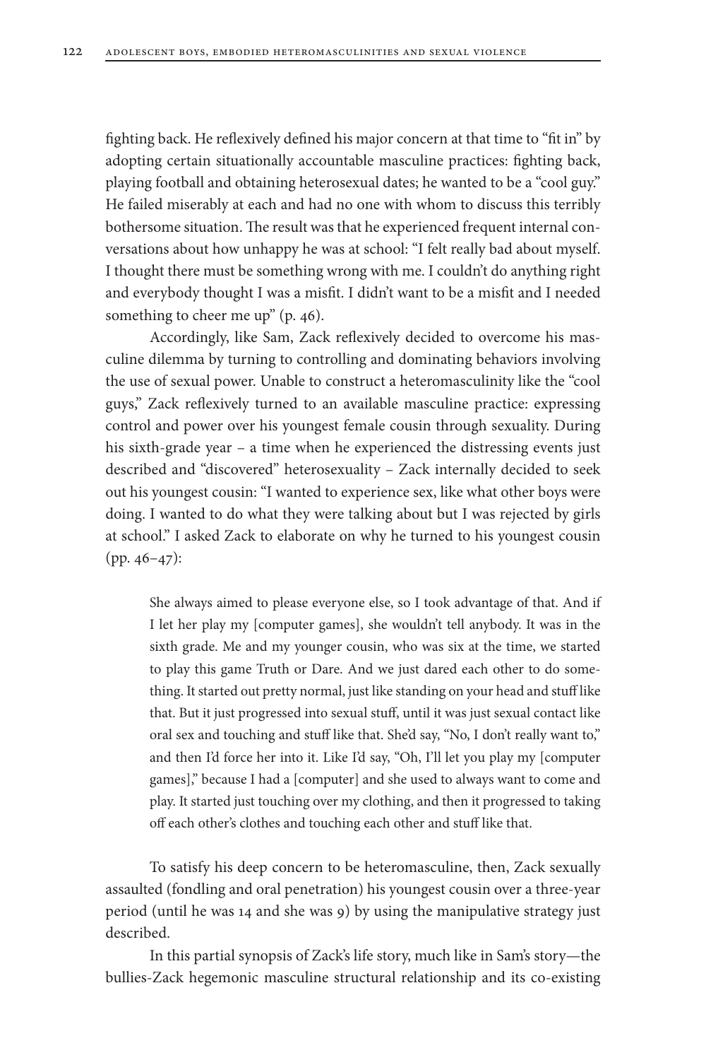fighting back. He reflexively defined his major concern at that time to "fit in" by adopting certain situationally accountable masculine practices: fighting back, playing football and obtaining heterosexual dates; he wanted to be a "cool guy." He failed miserably at each and had no one with whom to discuss this terribly bothersome situation. The result was that he experienced frequent internal conversations about how unhappy he was at school: "I felt really bad about myself. I thought there must be something wrong with me. I couldn't do anything right and everybody thought I was a misfit. I didn't want to be a misfit and I needed something to cheer me up" (p. 46).

Accordingly, like Sam, Zack reflexively decided to overcome his masculine dilemma by turning to controlling and dominating behaviors involving the use of sexual power. Unable to construct a heteromasculinity like the "cool guys," Zack reflexively turned to an available masculine practice: expressing control and power over his youngest female cousin through sexuality. During his sixth-grade year – a time when he experienced the distressing events just described and "discovered" heterosexuality – Zack internally decided to seek out his youngest cousin: "I wanted to experience sex, like what other boys were doing. I wanted to do what they were talking about but I was rejected by girls at school." I asked Zack to elaborate on why he turned to his youngest cousin (pp. 46–47):

> She always aimed to please everyone else, so I took advantage of that. And if I let her play my [computer games], she wouldn't tell anybody. It was in the sixth grade. Me and my younger cousin, who was six at the time, we started to play this game Truth or Dare. And we just dared each other to do something. It started out pretty normal, just like standing on your head and stuff like that. But it just progressed into sexual stuff, until it was just sexual contact like oral sex and touching and stuff like that. She'd say, "No, I don't really want to," and then I'd force her into it. Like I'd say, "Oh, I'll let you play my [computer games]," because I had a [computer] and she used to always want to come and play. It started just touching over my clothing, and then it progressed to taking off each other's clothes and touching each other and stuff like that.

To satisfy his deep concern to be heteromasculine, then, Zack sexually assaulted (fondling and oral penetration) his youngest cousin over a three-year period (until he was 14 and she was 9) by using the manipulative strategy just described.

In this partial synopsis of Zack's life story, much like in Sam's story—the bullies-Zack hegemonic masculine structural relationship and its co-existing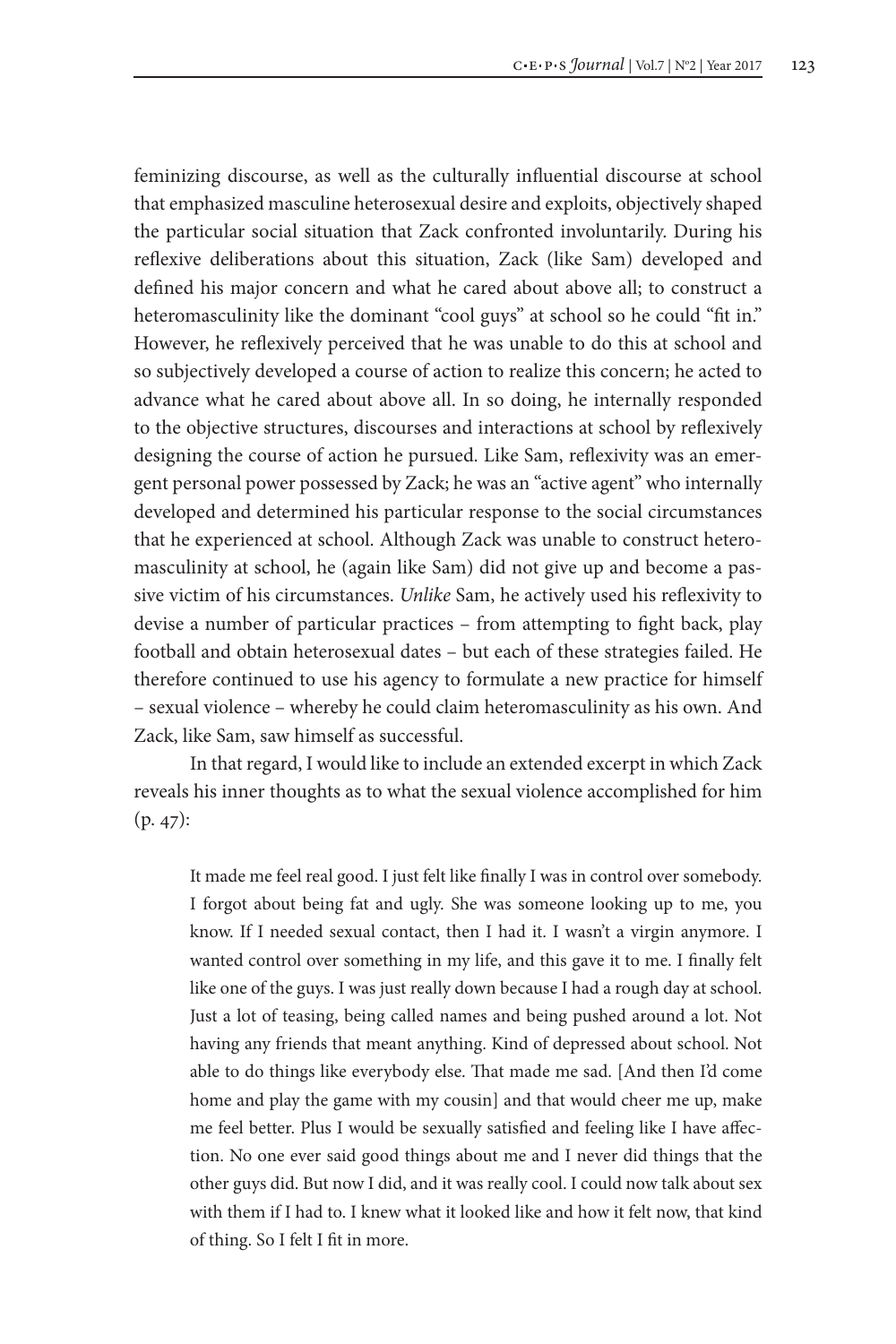feminizing discourse, as well as the culturally influential discourse at school that emphasized masculine heterosexual desire and exploits, objectively shaped the particular social situation that Zack confronted involuntarily. During his reflexive deliberations about this situation, Zack (like Sam) developed and defined his major concern and what he cared about above all; to construct a heteromasculinity like the dominant "cool guys" at school so he could "fit in." However, he reflexively perceived that he was unable to do this at school and so subjectively developed a course of action to realize this concern; he acted to advance what he cared about above all. In so doing, he internally responded to the objective structures, discourses and interactions at school by reflexively designing the course of action he pursued. Like Sam, reflexivity was an emergent personal power possessed by Zack; he was an "active agent" who internally developed and determined his particular response to the social circumstances that he experienced at school. Although Zack was unable to construct heteromasculinity at school, he (again like Sam) did not give up and become a passive victim of his circumstances. *Unlike* Sam, he actively used his reflexivity to devise a number of particular practices – from attempting to fight back, play football and obtain heterosexual dates – but each of these strategies failed. He therefore continued to use his agency to formulate a new practice for himself – sexual violence – whereby he could claim heteromasculinity as his own. And Zack, like Sam, saw himself as successful.

In that regard, I would like to include an extended excerpt in which Zack reveals his inner thoughts as to what the sexual violence accomplished for him (p. 47):

> It made me feel real good. I just felt like finally I was in control over somebody. I forgot about being fat and ugly. She was someone looking up to me, you know. If I needed sexual contact, then I had it. I wasn't a virgin anymore. I wanted control over something in my life, and this gave it to me. I finally felt like one of the guys. I was just really down because I had a rough day at school. Just a lot of teasing, being called names and being pushed around a lot. Not having any friends that meant anything. Kind of depressed about school. Not able to do things like everybody else. That made me sad. [And then I'd come home and play the game with my cousin] and that would cheer me up, make me feel better. Plus I would be sexually satisfied and feeling like I have affection. No one ever said good things about me and I never did things that the other guys did. But now I did, and it was really cool. I could now talk about sex with them if I had to. I knew what it looked like and how it felt now, that kind of thing. So I felt I fit in more.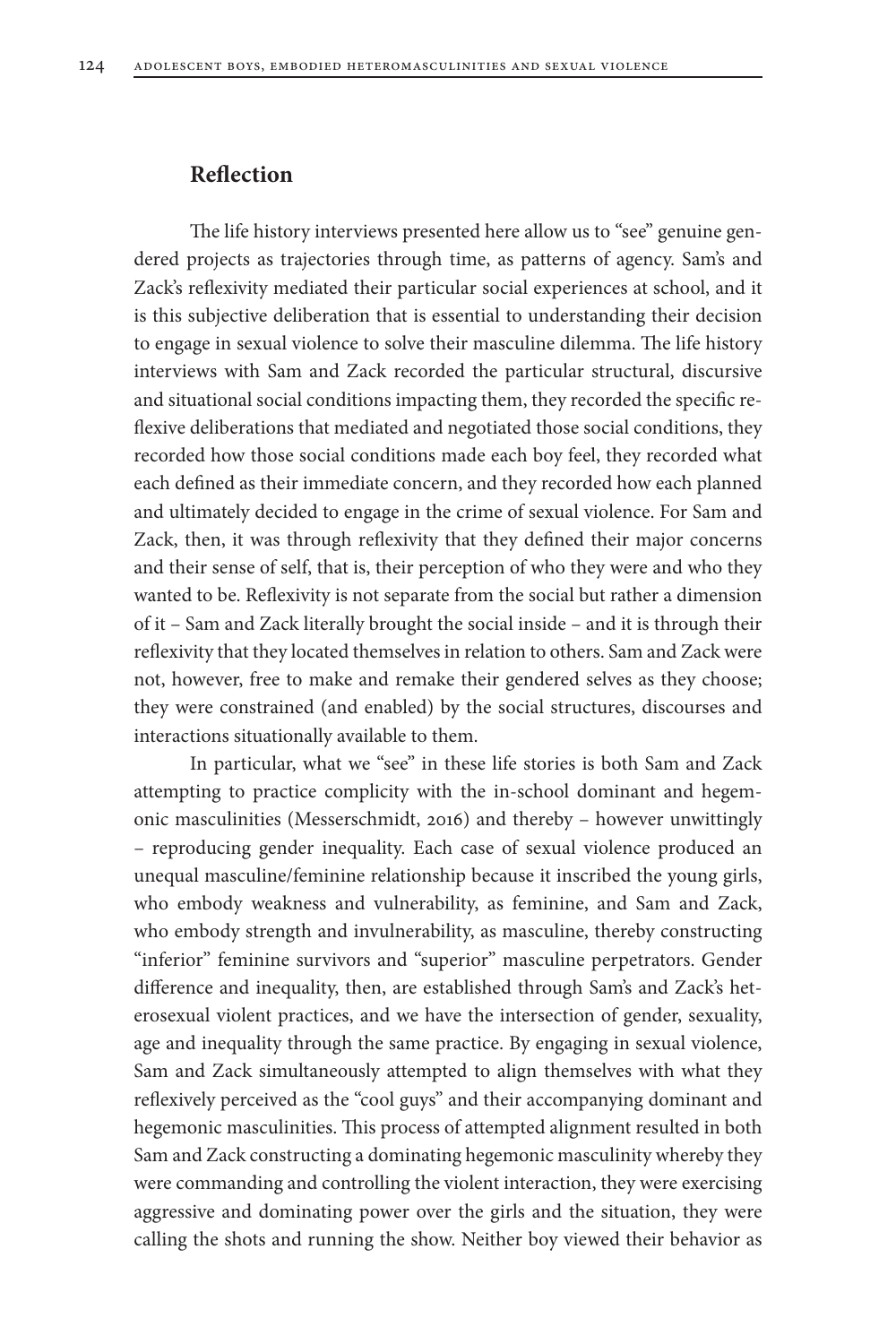## Reflection

The life history interviews presented here allow us to "see" genuine gendered projects as trajectories through time, as patterns of agency. Sam's and Zack's reflexivity mediated their particular social experiences at school, and it is this subjective deliberation that is essential to understanding their decision to engage in sexual violence to solve their masculine dilemma. The life history interviews with Sam and Zack recorded the particular structural, discursive and situational social conditions impacting them, they recorded the specific reflexive deliberations that mediated and negotiated those social conditions, they recorded how those social conditions made each boy feel, they recorded what each defined as their immediate concern, and they recorded how each planned and ultimately decided to engage in the crime of sexual violence. For Sam and Zack, then, it was through reflexivity that they defined their major concerns and their sense of self, that is, their perception of who they were and who they wanted to be. Reflexivity is not separate from the social but rather a dimension of it – Sam and Zack literally brought the social inside – and it is through their reflexivity that they located themselves in relation to others. Sam and Zack were not, however, free to make and remake their gendered selves as they choose; they were constrained (and enabled) by the social structures, discourses and interactions situationally available to them.

In particular, what we "see" in these life stories is both Sam and Zack attempting to practice complicity with the in-school dominant and hegemonic masculinities (Messerschmidt, 2016) and thereby – however unwittingly – reproducing gender inequality. Each case of sexual violence produced an unequal masculine/feminine relationship because it inscribed the young girls, who embody weakness and vulnerability, as feminine, and Sam and Zack, who embody strength and invulnerability, as masculine, thereby constructing "inferior" feminine survivors and "superior" masculine perpetrators. Gender difference and inequality, then, are established through Sam's and Zack's heterosexual violent practices, and we have the intersection of gender, sexuality, age and inequality through the same practice. By engaging in sexual violence, Sam and Zack simultaneously attempted to align themselves with what they reflexively perceived as the "cool guys" and their accompanying dominant and hegemonic masculinities. This process of attempted alignment resulted in both Sam and Zack constructing a dominating hegemonic masculinity whereby they were commanding and controlling the violent interaction, they were exercising aggressive and dominating power over the girls and the situation, they were calling the shots and running the show. Neither boy viewed their behavior as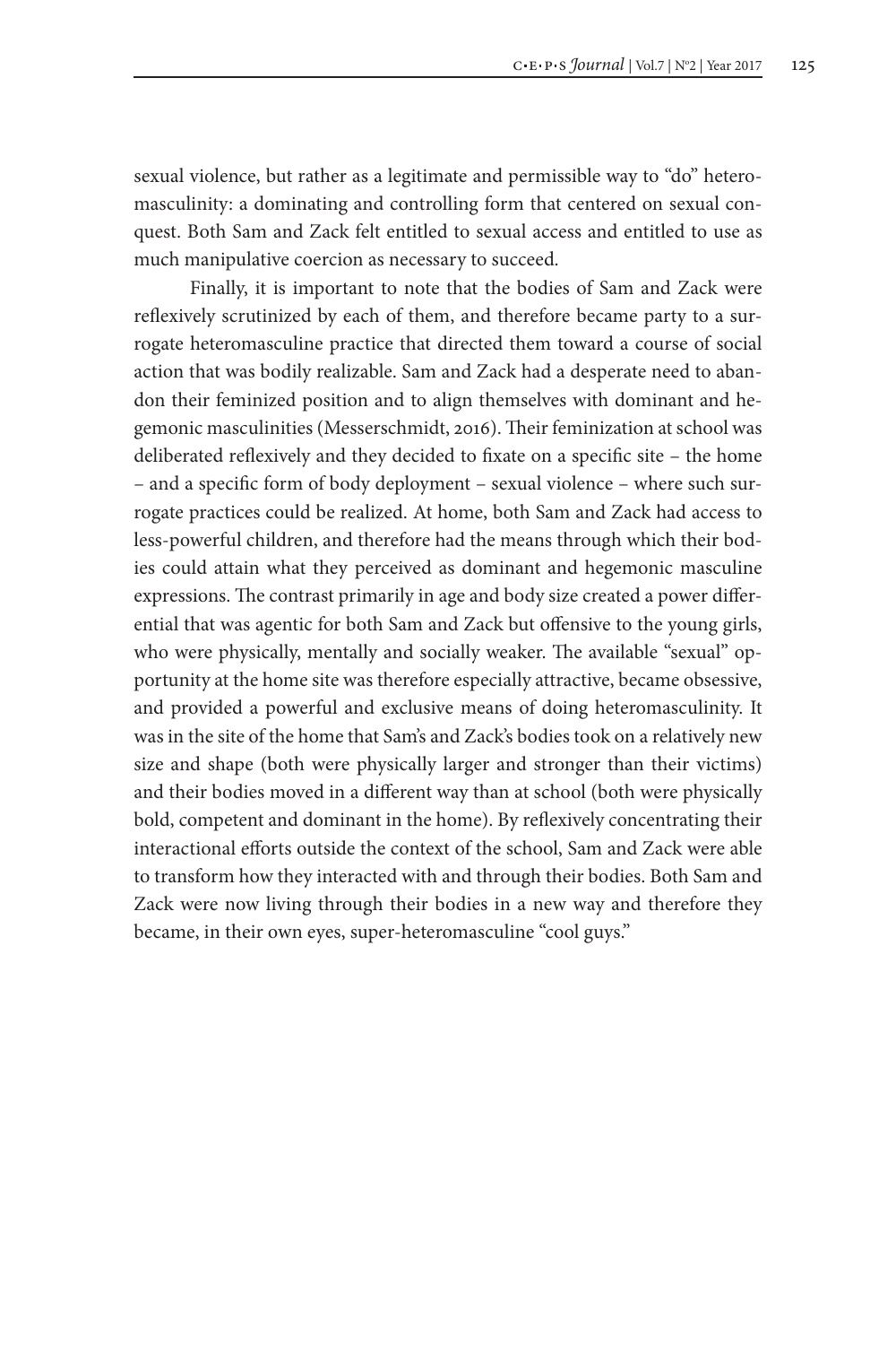sexual violence, but rather as a legitimate and permissible way to "do" heteromasculinity: a dominating and controlling form that centered on sexual conquest. Both Sam and Zack felt entitled to sexual access and entitled to use as much manipulative coercion as necessary to succeed.

Finally, it is important to note that the bodies of Sam and Zack were reflexively scrutinized by each of them, and therefore became party to a surrogate heteromasculine practice that directed them toward a course of social action that was bodily realizable. Sam and Zack had a desperate need to abandon their feminized position and to align themselves with dominant and hegemonic masculinities (Messerschmidt, 2016). Their feminization at school was deliberated reflexively and they decided to fixate on a specific site – the home – and a specific form of body deployment – sexual violence – where such surrogate practices could be realized. At home, both Sam and Zack had access to less-powerful children, and therefore had the means through which their bodies could attain what they perceived as dominant and hegemonic masculine expressions. The contrast primarily in age and body size created a power differential that was agentic for both Sam and Zack but offensive to the young girls, who were physically, mentally and socially weaker. The available "sexual" opportunity at the home site was therefore especially attractive, became obsessive, and provided a powerful and exclusive means of doing heteromasculinity. It was in the site of the home that Sam's and Zack's bodies took on a relatively new size and shape (both were physically larger and stronger than their victims) and their bodies moved in a different way than at school (both were physically bold, competent and dominant in the home). By reflexively concentrating their interactional efforts outside the context of the school, Sam and Zack were able to transform how they interacted with and through their bodies. Both Sam and Zack were now living through their bodies in a new way and therefore they became, in their own eyes, super-heteromasculine "cool guys."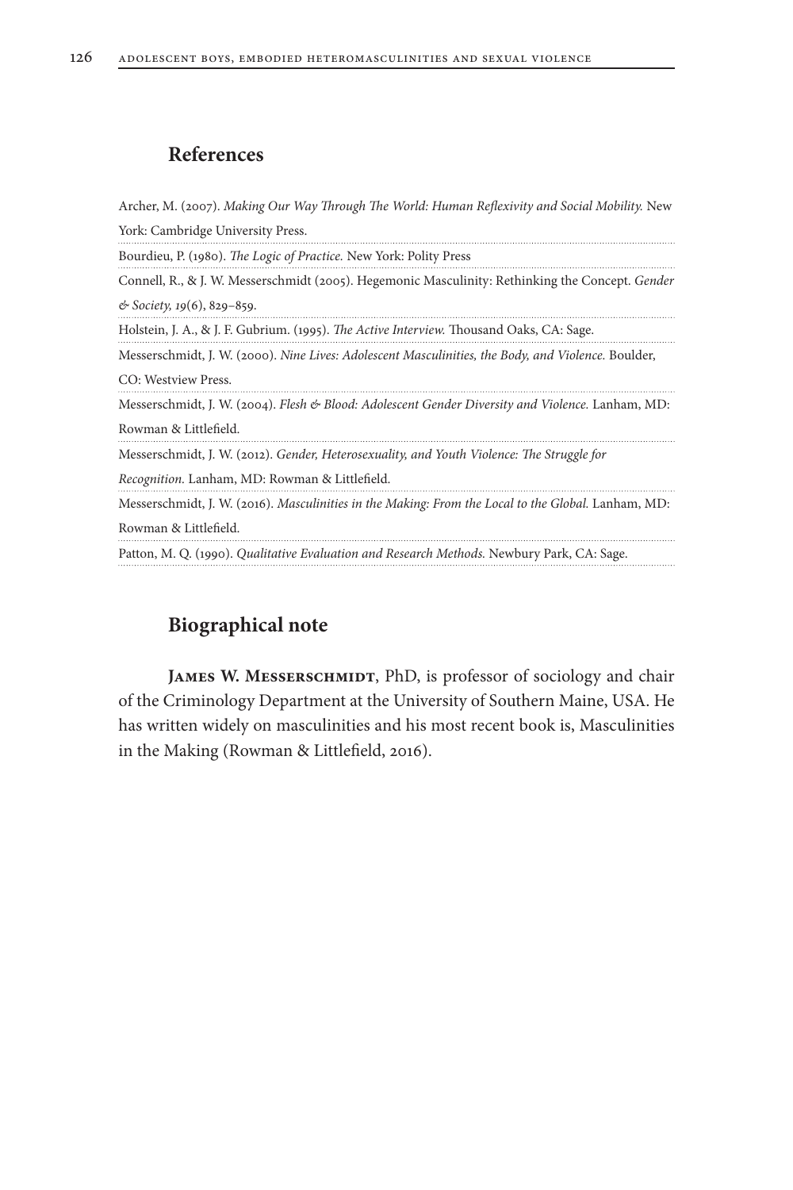## References

Archer, M. (2007). *Making Our Way Through The World: Human Reflexivity and Social Mobility.* New York: Cambridge University Press.

Bourdieu, P. (1980). *The Logic of Practice.* New York: Polity Press

Connell, R., & J. W. Messerschmidt (2005). Hegemonic Masculinity: Rethinking the Concept. *Gender & Society, 19*(6), 829–859.

Holstein, J. A., & J. F. Gubrium. (1995). *The Active Interview.* Thousand Oaks, CA: Sage.

Messerschmidt, J. W. (2000). *Nine Lives: Adolescent Masculinities, the Body, and Violence.* Boulder, CO: Westview Press.

Messerschmidt, J. W. (2004). *Flesh & Blood: Adolescent Gender Diversity and Violence.* Lanham, MD: Rowman & Littlefield.

Messerschmidt, J. W. (2012). *Gender, Heterosexuality, and Youth Violence: The Struggle for Recognition.* Lanham, MD: Rowman & Littlefield.

Messerschmidt, J. W. (2016). *Masculinities in the Making: From the Local to the Global.* Lanham, MD: Rowman & Littlefield.

Patton, M. Q. (1990). *Qualitative Evaluation and Research Methods.* Newbury Park, CA: Sage.

## Biographical note

**James W. Messerschmidt**, PhD, is professor of sociology and chair of the Criminology Department at the University of Southern Maine, USA. He has written widely on masculinities and his most recent book is, Masculinities in the Making (Rowman & Littlefield, 2016).